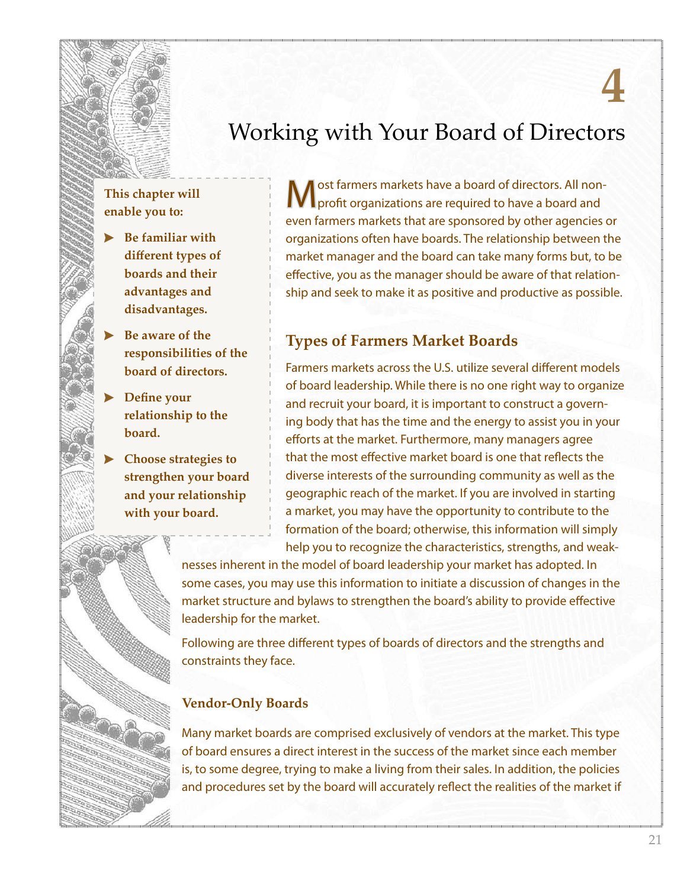# 4

# Working with Your Board of Directors

**This chapter will enable you to:**

- **Be familiar with different types of boards and their advantages and disadvantages.**
- **Be aware of the responsibilities of the board of directors.**
- **Define your relationship to the board.**
- **Choose strategies to strengthen your board and your relationship with your board.**

Most farmers markets have a board of directors. All non-profit organizations are required to have a board and even farmers markets that are sponsored by other agencies or organizations often have boards. The relationship between the market manager and the board can take many forms but, to be effective, you as the manager should be aware of that relationship and seek to make it as positive and productive as possible.

## Types of Farmers Market Boards

Farmers markets across the U.S. utilize several different models of board leadership. While there is no one right way to organize and recruit your board, it is important to construct a governing body that has the time and the energy to assist you in your efforts at the market. Furthermore, many managers agree that the most effective market board is one that reflects the diverse interests of the surrounding community as well as the geographic reach of the market. If you are involved in starting a market, you may have the opportunity to contribute to the formation of the board; otherwise, this information will simply help you to recognize the characteristics, strengths, and weaknesses inherent in the model of board leadership your market has adopted. In some cases, you may use this information to initiate a discussion of changes in the market structure and bylaws to strengthen the board's ability to provide effective leadership for the market.

Following are three different types of boards of directors and the strengths and constraints they face.

### Vendor-Only Boards

Many market boards are comprised exclusively of vendors at the market. This type of board ensures a direct interest in the success of the market since each member is, to some degree, trying to make a living from their sales. In addition, the policies and procedures set by the board will accurately reflect the realities of the market if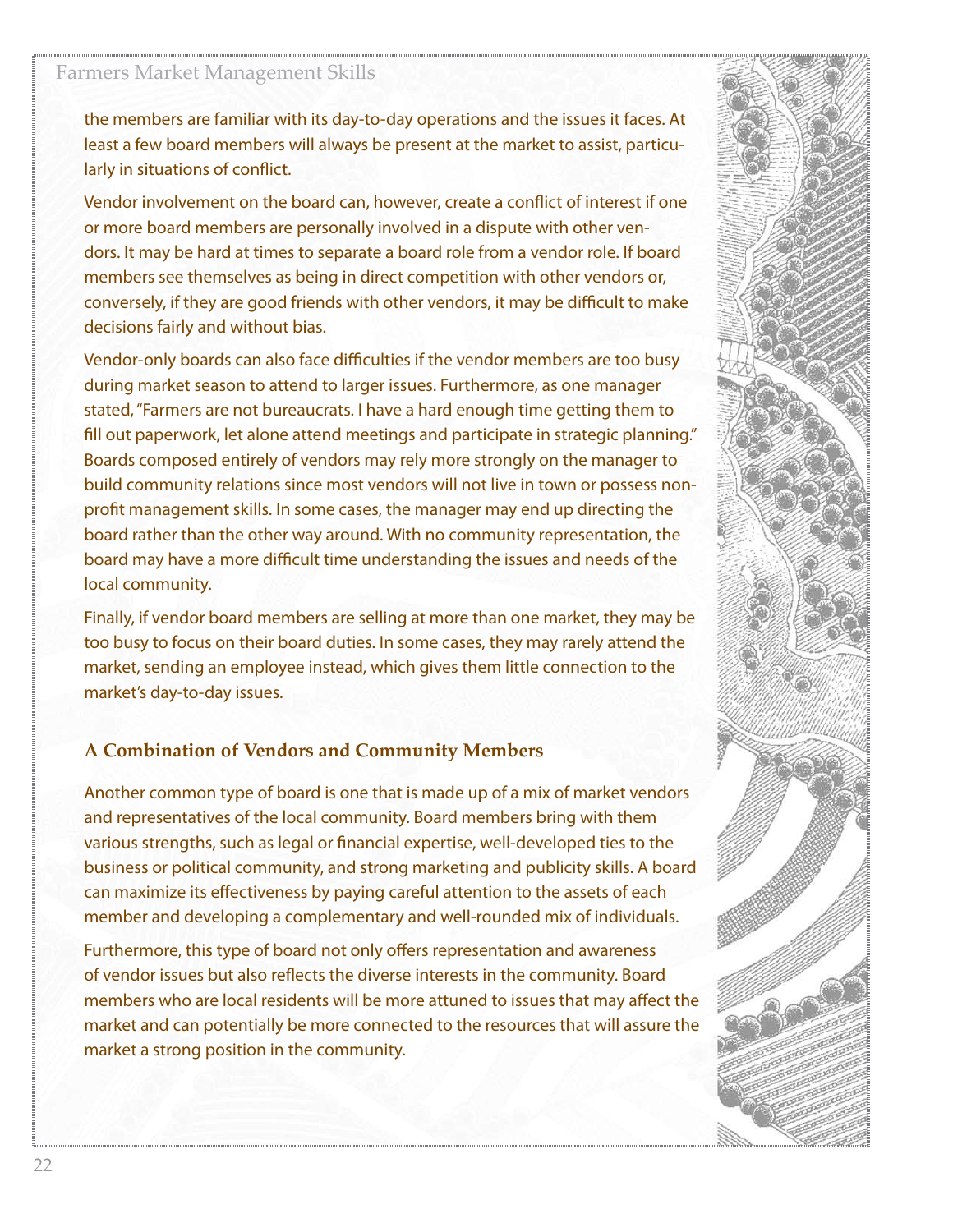the members are familiar with its day-to-day operations and the issues it faces. At least a few board members will always be present at the market to assist, particularly in situations of conflict.

Vendor involvement on the board can, however, create a conflict of interest if one or more board members are personally involved in a dispute with other vendors. It may be hard at times to separate a board role from a vendor role. If board members see themselves as being in direct competition with other vendors or, conversely, if they are good friends with other vendors, it may be difficult to make decisions fairly and without bias.

Vendor-only boards can also face difficulties if the vendor members are too busy during market season to attend to larger issues. Furthermore, as one manager stated, "Farmers are not bureaucrats. I have a hard enough time getting them to fill out paperwork, let alone attend meetings and participate in strategic planning." Boards composed entirely of vendors may rely more strongly on the manager to build community relations since most vendors will not live in town or possess non-profit management skills. In some cases, the manager may end up directing the board rather than the other way around. With no community representation, the board may have a more difficult time understanding the issues and needs of the local community.

Finally, if vendor board members are selling at more than one market, they may be too busy to focus on their board duties. In some cases, they may rarely attend the market, sending an employee instead, which gives them little connection to the market's day-to-day issues.

### A Combination of Vendors and Community Members

Another common type of board is one that is made up of a mix of market vendors and representatives of the local community. Board members bring with them various strengths, such as legal or financial expertise, well-developed ties to the business or political community, and strong marketing and publicity skills. A board can maximize its effectiveness by paying careful attention to the assets of each member and developing a complementary and well-rounded mix of individuals.

Furthermore, this type of board not only offers representation and awareness of vendor issues but also reflects the diverse interests in the community. Board members who are local residents will be more attuned to issues that may affect the market and can potentially be more connected to the resources that will assure the market a strong position in the community.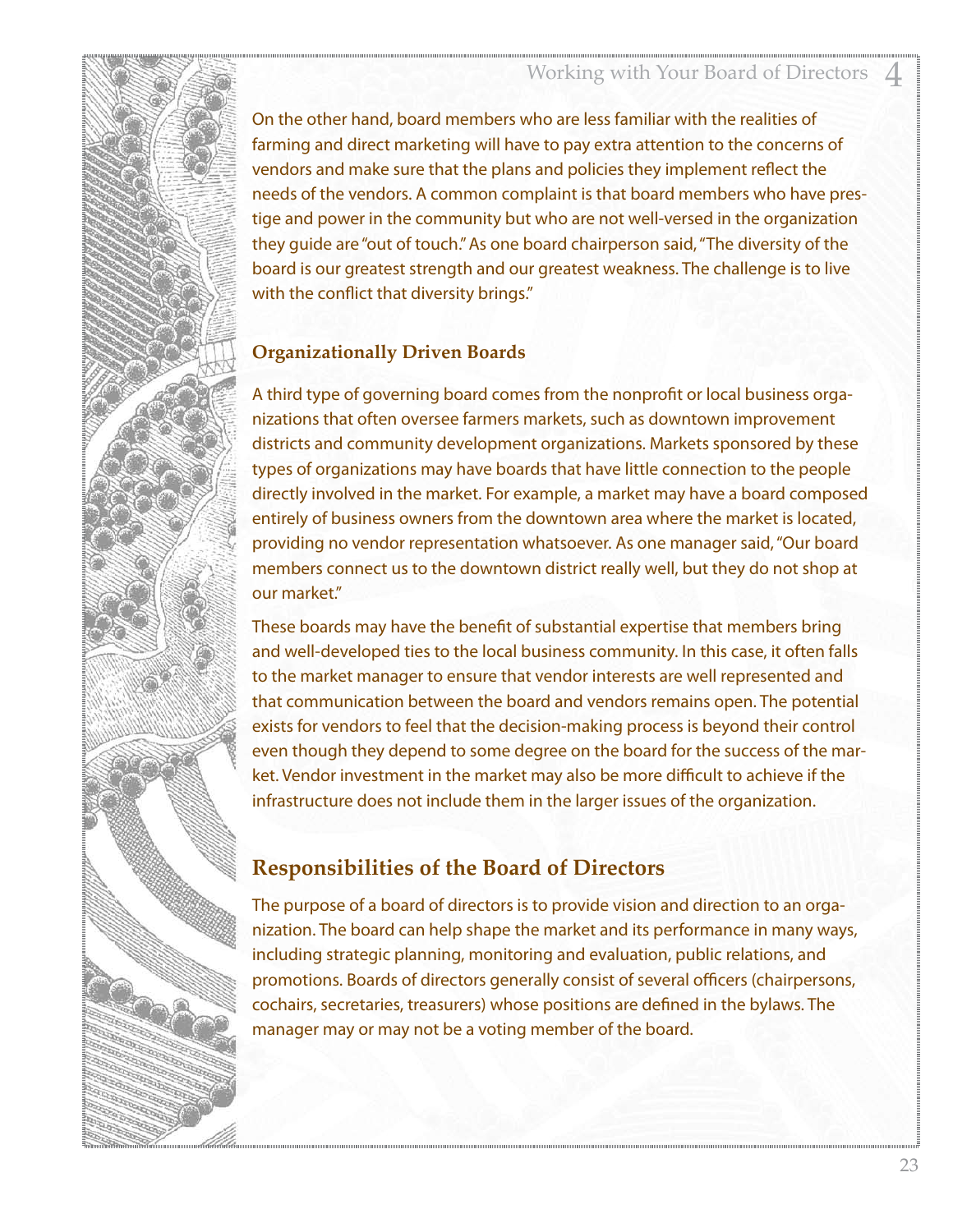On the other hand, board members who are less familiar with the realities of farming and direct marketing will have to pay extra attention to the concerns of vendors and make sure that the plans and policies they implement reflect the needs of the vendors. A common complaint is that board members who have prestige and power in the community but who are not well-versed in the organization they guide are "out of touch." As one board chairperson said, "The diversity of the board is our greatest strength and our greatest weakness. The challenge is to live with the conflict that diversity brings."

### Organizationally Driven Boards

A third type of governing board comes from the nonprofit or local business organizations that often oversee farmers markets, such as downtown improvement districts and community development organizations. Markets sponsored by these types of organizations may have boards that have little connection to the people directly involved in the market. For example, a market may have a board composed entirely of business owners from the downtown area where the market is located, providing no vendor representation whatsoever. As one manager said, "Our board members connect us to the downtown district really well, but they do not shop at our market."

These boards may have the benefit of substantial expertise that members bring and well-developed ties to the local business community. In this case, it often falls to the market manager to ensure that vendor interests are well represented and that communication between the board and vendors remains open. The potential exists for vendors to feel that the decision-making process is beyond their control even though they depend to some degree on the board for the success of the market. Vendor investment in the market may also be more difficult to achieve if the infrastructure does not include them in the larger issues of the organization.

## Responsibilities of the Board of Directors

The purpose of a board of directors is to provide vision and direction to an organization. The board can help shape the market and its performance in many ways, including strategic planning, monitoring and evaluation, public relations, and promotions. Boards of directors generally consist of several officers (chairpersons, cochairs, secretaries, treasurers) whose positions are defined in the bylaws. The manager may or may not be a voting member of the board.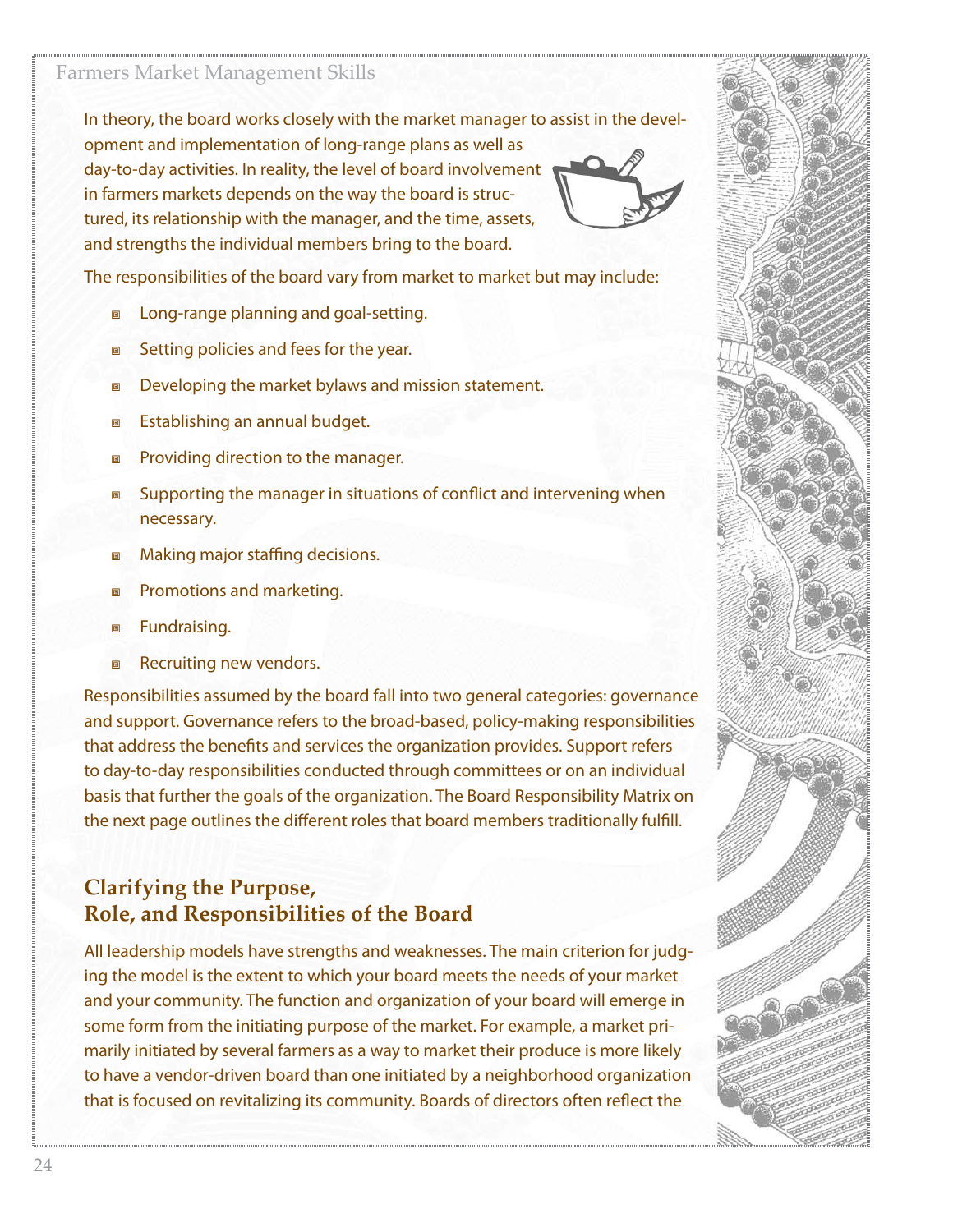In theory, the board works closely with the market manager to assist in the development and implementation of long-range plans as well as day-to-day activities. In reality, the level of board involvement in farmers markets depends on the way the board is structured, its relationship with the manager, and the time, assets, and strengths the individual members bring to the board.

The responsibilities of the board vary from market to market but may include:

- Long-range planning and goal-setting.
- Setting policies and fees for the year.
- Developing the market bylaws and mission statement.
- Establishing an annual budget.
- Providing direction to the manager.
- Supporting the manager in situations of conflict and intervening when necessary.
- Making major staffing decisions.
- Promotions and marketing.
- Fundraising.
- Recruiting new vendors.

Responsibilities assumed by the board fall into two general categories: governance and support. Governance refers to the broad-based, policy-making responsibilities that address the benefits and services the organization provides. Support refers to day-to-day responsibilities conducted through committees or on an individual basis that further the goals of the organization. The Board Responsibility Matrix on the next page outlines the different roles that board members traditionally fulfill.

## Clarifying the Purpose, Role, and Responsibilities of the Board

All leadership models have strengths and weaknesses. The main criterion for judging the model is the extent to which your board meets the needs of your market and your community. The function and organization of your board will emerge in some form from the initiating purpose of the market. For example, a market primarily initiated by several farmers as a way to market their produce is more likely to have a vendor-driven board than one initiated by a neighborhood organization that is focused on revitalizing its community. Boards of directors often reflect the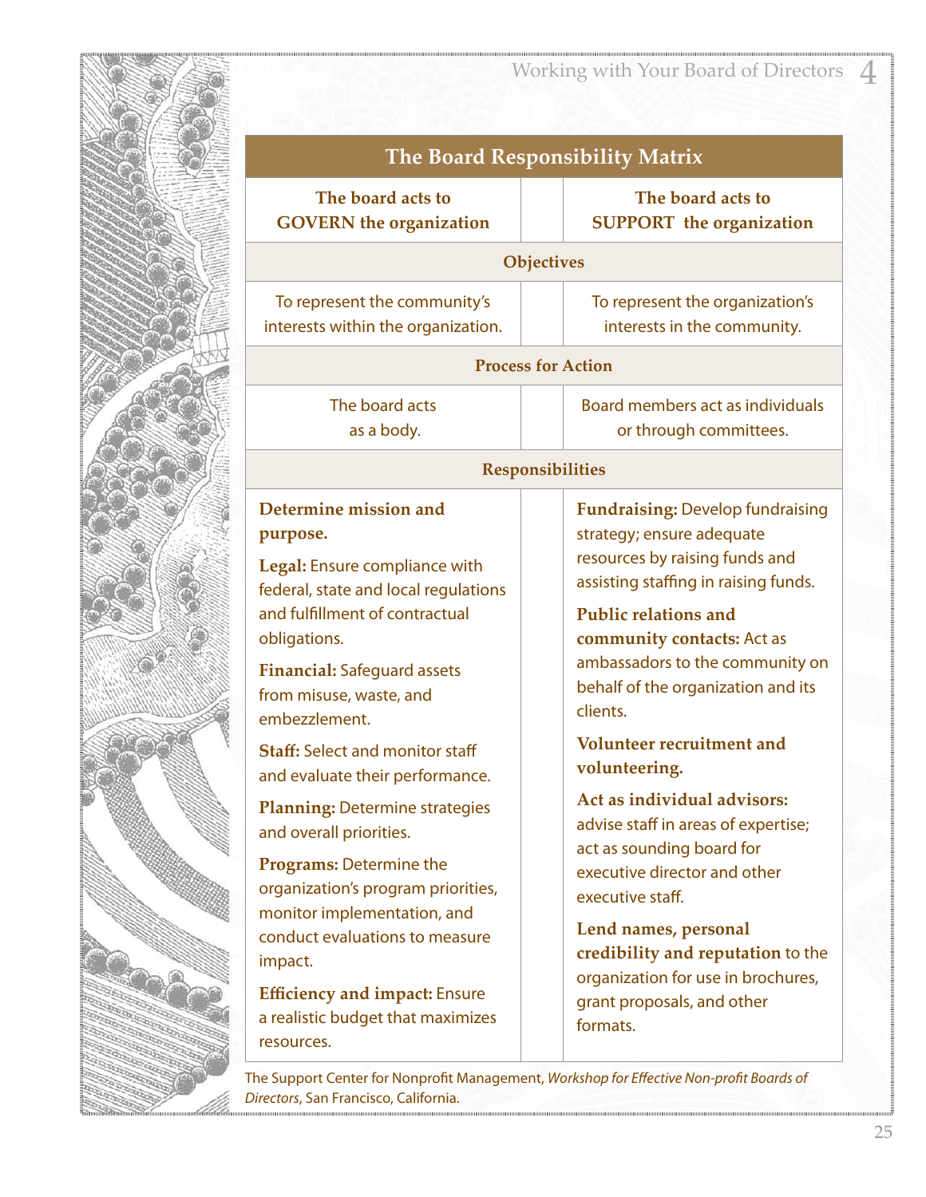| The Board Responsibility Matrix | | |
|---|---|---|
| **The board acts to GOVERN the organization** | | **The board acts to SUPPORT the organization** |
| **Objectives** | | |
| To represent the community's interests within the organization. | | To represent the organization's interests in the community. |
| **Process for Action** | | |
| The board acts as a body. | | Board members act as individuals or through committees. |
| **Responsibilities** | | |
| **Determine mission and purpose.** <br> **Legal:** Ensure compliance with federal, state and local regulations and fulfillment of contractual obligations. <br> **Financial:** Safeguard assets from misuse, waste, and embezzlement. <br> **Staff:** Select and monitor staff and evaluate their performance. <br> **Planning:** Determine strategies and overall priorities. <br> **Programs:** Determine the organization's program priorities, monitor implementation, and conduct evaluations to measure impact. <br> **Efficiency and impact:** Ensure a realistic budget that maximizes resources. | | **Fundraising:** Develop fundraising strategy; ensure adequate resources by raising funds and assisting staffing in raising funds. <br> **Public relations and community contacts:** Act as ambassadors to the community on behalf of the organization and its clients. <br> **Volunteer recruitment and volunteering.** <br> **Act as individual advisors:** advise staff in areas of expertise; act as sounding board for executive director and other executive staff. <br> **Lend names, personal credibility and reputation** to the organization for use in brochures, grant proposals, and other formats. |

The Support Center for Nonprofit Management, *Workshop for Effective Non-profit Boards of Directors*, San Francisco, California.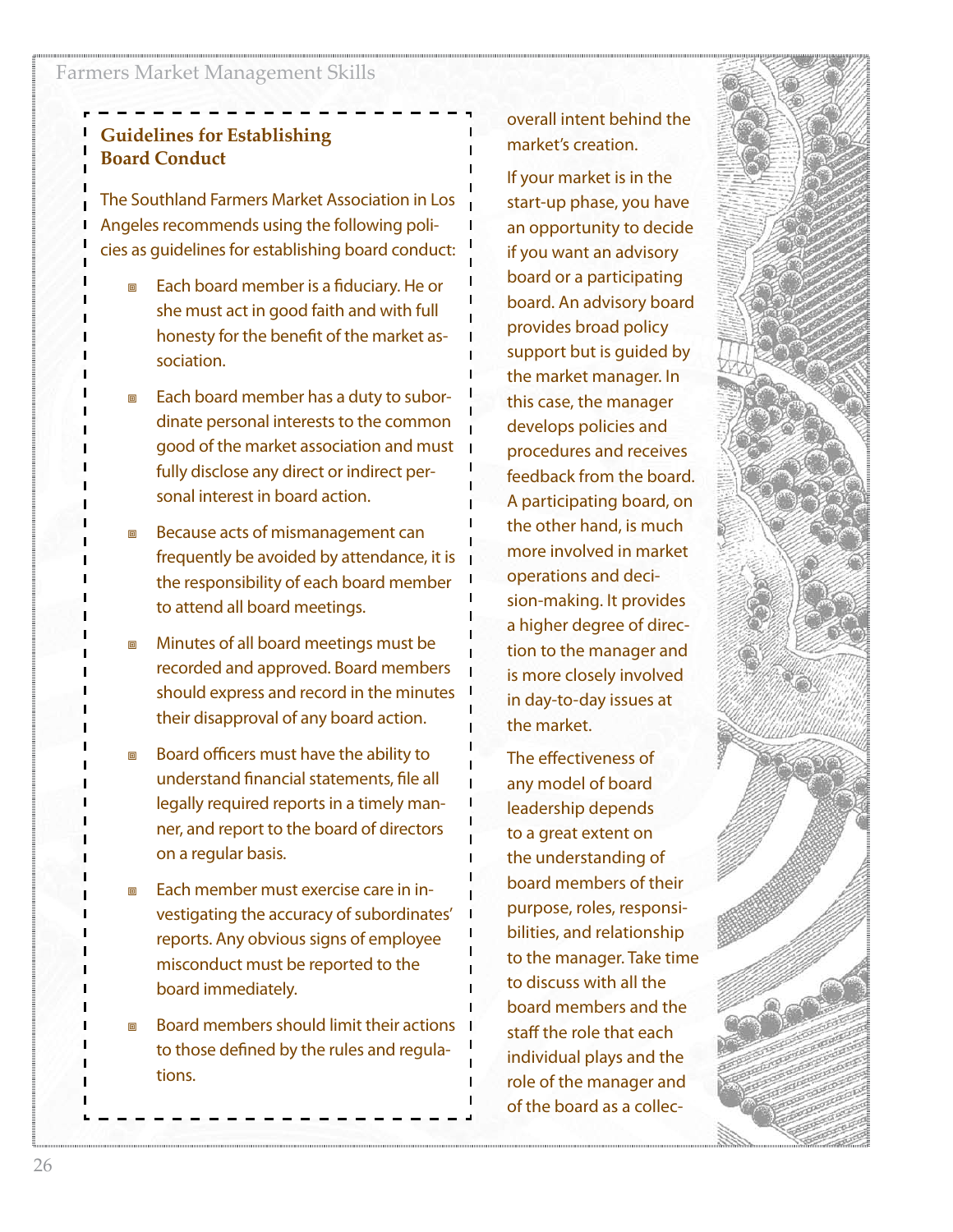### Guidelines for Establishing Board Conduct

The Southland Farmers Market Association in Los Angeles recommends using the following policies as guidelines for establishing board conduct:

- Each board member is a fiduciary. He or she must act in good faith and with full honesty for the benefit of the market association.
- Each board member has a duty to subordinate personal interests to the common good of the market association and must fully disclose any direct or indirect personal interest in board action.
- Because acts of mismanagement can frequently be avoided by attendance, it is the responsibility of each board member to attend all board meetings.
- Minutes of all board meetings must be recorded and approved. Board members should express and record in the minutes their disapproval of any board action.
- Board officers must have the ability to understand financial statements, file all legally required reports in a timely manner, and report to the board of directors on a regular basis.
- Each member must exercise care in investigating the accuracy of subordinates' reports. Any obvious signs of employee misconduct must be reported to the board immediately.
- Board members should limit their actions to those defined by the rules and regulations.

overall intent behind the market's creation.

If your market is in the start-up phase, you have an opportunity to decide if you want an advisory board or a participating board. An advisory board provides broad policy support but is guided by the market manager. In this case, the manager develops policies and procedures and receives feedback from the board. A participating board, on the other hand, is much more involved in market operations and decision-making. It provides a higher degree of direction to the manager and is more closely involved in day-to-day issues at the market.

The effectiveness of any model of board leadership depends to a great extent on the understanding of board members of their purpose, roles, responsibilities, and relationship to the manager. Take time to discuss with all the board members and the staff the role that each individual plays and the role of the manager and of the board as a collec-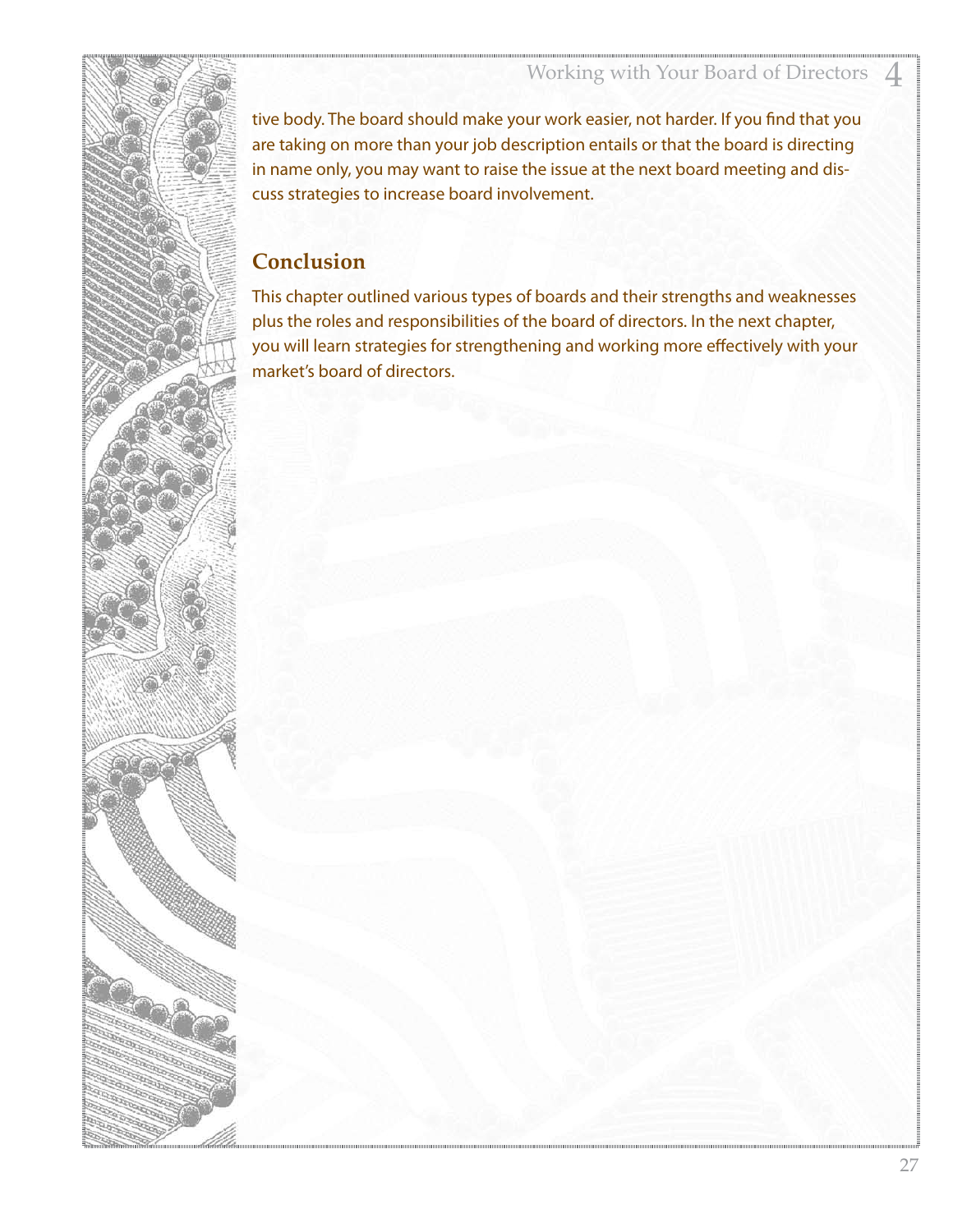tive body. The board should make your work easier, not harder. If you find that you are taking on more than your job description entails or that the board is directing in name only, you may want to raise the issue at the next board meeting and discuss strategies to increase board involvement.

## Conclusion

This chapter outlined various types of boards and their strengths and weaknesses plus the roles and responsibilities of the board of directors. In the next chapter, you will learn strategies for strengthening and working more effectively with your market's board of directors.